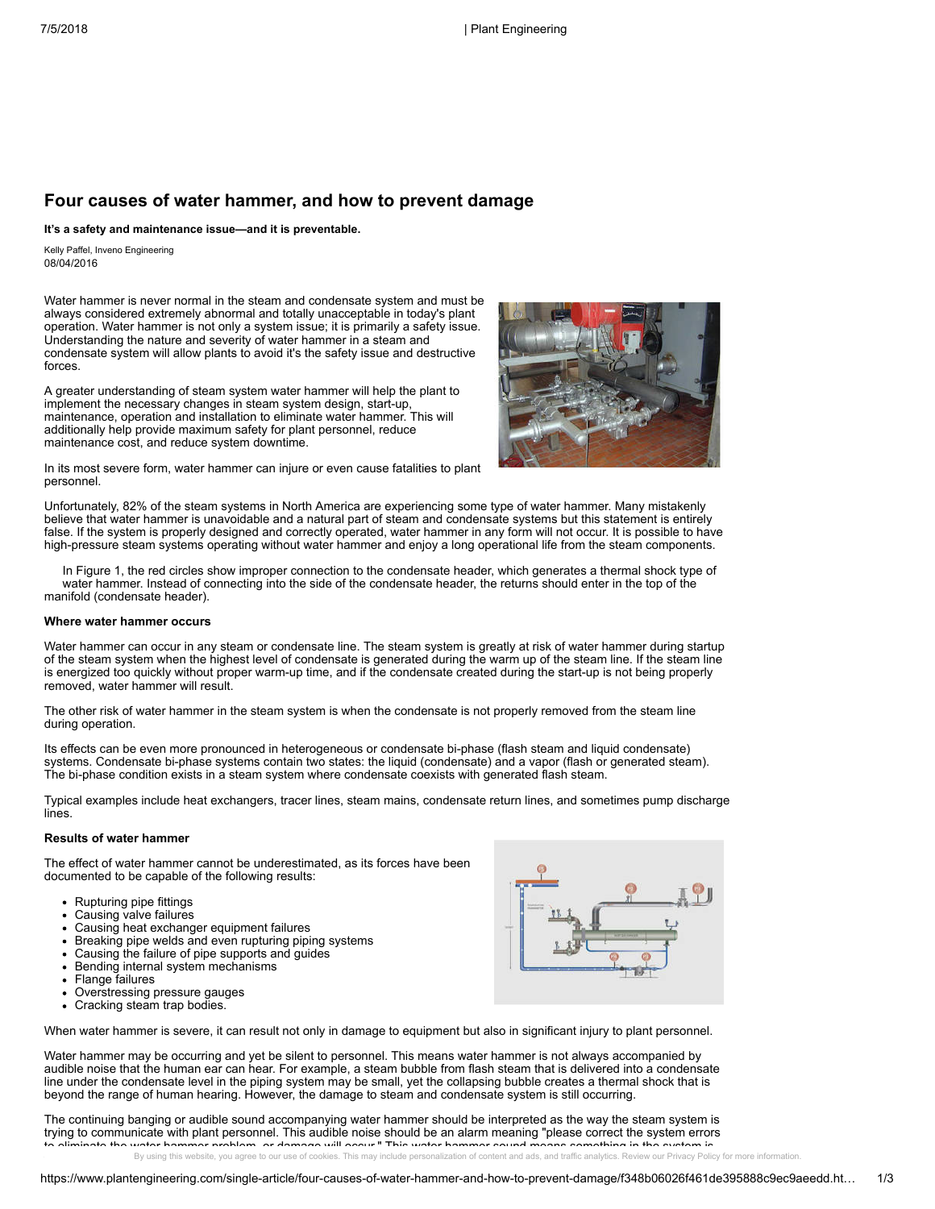# Four causes of water hammer, and how to prevent damage

**It's a safety and maintenance issue—and it is preventable.**

Kelly Paffel, Inveno Engineering
08/04/2016

Water hammer is never normal in the steam and condensate system and must be always considered extremely abnormal and totally unacceptable in today's plant operation. Water hammer is not only a system issue; it is primarily a safety issue. Understanding the nature and severity of water hammer in a steam and condensate system will allow plants to avoid it's the safety issue and destructive forces.

A greater understanding of steam system water hammer will help the plant to implement the necessary changes in steam system design, start-up, maintenance, operation and installation to eliminate water hammer. This will additionally help provide maximum safety for plant personnel, reduce maintenance cost, and reduce system downtime.

In its most severe form, water hammer can injure or even cause fatalities to plant personnel.

Unfortunately, 82% of the steam systems in North America are experiencing some type of water hammer. Many mistakenly believe that water hammer is unavoidable and a natural part of steam and condensate systems but this statement is entirely false. If the system is properly designed and correctly operated, water hammer in any form will not occur. It is possible to have high-pressure steam systems operating without water hammer and enjoy a long operational life from the steam components.

In Figure 1, the red circles show improper connection to the condensate header, which generates a thermal shock type of water hammer. Instead of connecting into the side of the condensate header, the returns should enter in the top of the manifold (condensate header).

**Where water hammer occurs**

Water hammer can occur in any steam or condensate line. The steam system is greatly at risk of water hammer during startup of the steam system when the highest level of condensate is generated during the warm up of the steam line. If the steam line is energized too quickly without proper warm-up time, and if the condensate created during the start-up is not being properly removed, water hammer will result.

The other risk of water hammer in the steam system is when the condensate is not properly removed from the steam line during operation.

Its effects can be even more pronounced in heterogeneous or condensate bi-phase (flash steam and liquid condensate) systems. Condensate bi-phase systems contain two states: the liquid (condensate) and a vapor (flash or generated steam). The bi-phase condition exists in a steam system where condensate coexists with generated flash steam.

Typical examples include heat exchangers, tracer lines, steam mains, condensate return lines, and sometimes pump discharge lines.

**Results of water hammer**

The effect of water hammer cannot be underestimated, as its forces have been documented to be capable of the following results:

- Rupturing pipe fittings
- Causing valve failures
- Causing heat exchanger equipment failures
- Breaking pipe welds and even rupturing piping systems
- Causing the failure of pipe supports and guides
- Bending internal system mechanisms
- Flange failures
- Overstressing pressure gauges
- Cracking steam trap bodies.

When water hammer is severe, it can result not only in damage to equipment but also in significant injury to plant personnel.

Water hammer may be occurring and yet be silent to personnel. This means water hammer is not always accompanied by audible noise that the human ear can hear. For example, a steam bubble from flash steam that is delivered into a condensate line under the condensate level in the piping system may be small, yet the collapsing bubble creates a thermal shock that is beyond the range of human hearing. However, the damage to steam and condensate system is still occurring.

The continuing banging or audible sound accompanying water hammer should be interpreted as the way the steam system is trying to communicate with plant personnel. This audible noise should be an alarm meaning "please correct the steam errors to eliminate the water hammer problem, or damage will occur." This water hammer sound means something in the system is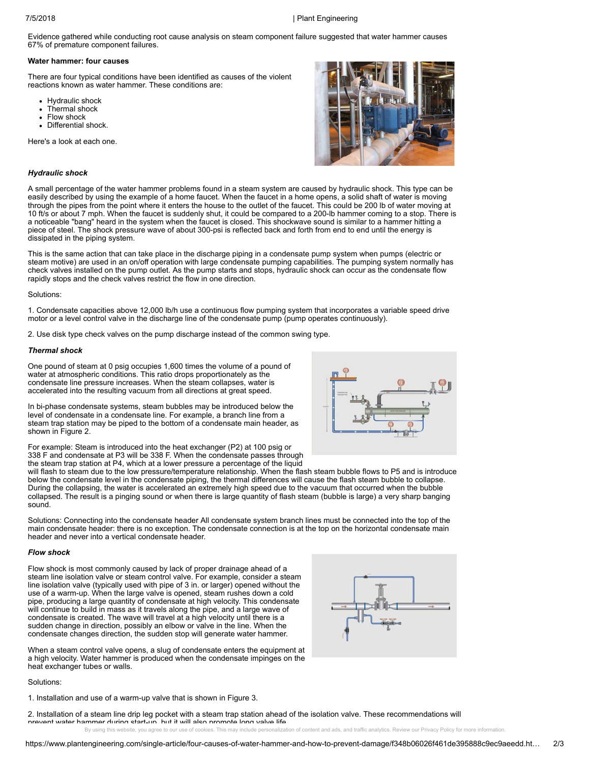Evidence gathered while conducting root cause analysis on steam component failure suggested that water hammer causes 67% of premature component failures.

**Water hammer: four causes**

There are four typical conditions have been identified as causes of the violent reactions known as water hammer. These conditions are:

- Hydraulic shock
- Thermal shock
- Flow shock
- Differential shock.

Here's a look at each one.

***Hydraulic shock***

A small percentage of the water hammer problems found in a steam system are caused by hydraulic shock. This type can be easily described by using the example of a home faucet. When the faucet in a home opens, a solid shaft of water is moving through the pipes from the point where it enters the house to the outlet of the faucet. This could be 200 lb of water moving at 10 ft/s or about 7 mph. When the faucet is suddenly shut, it could be compared to a 200-lb hammer coming to a stop. There is a noticeable "bang" heard in the system when the faucet is closed. This shockwave sound is similar to a hammer hitting a piece of steel. The shock pressure wave of about 300-psi is reflected back and forth from end to end until the energy is dissipated in the piping system.

This is the same action that can take place in the discharge piping in a condensate pump system when pumps (electric or steam motive) are used in an on/off operation with large condensate pumping capabilities. The pumping system normally has check valves installed on the pump outlet. As the pump starts and stops, hydraulic shock can occur as the condensate flow rapidly stops and the check valves restrict the flow in one direction.

Solutions:

1. Condensate capacities above 12,000 lb/h use a continuous flow pumping system that incorporates a variable speed drive motor or a level control valve in the discharge line of the condensate pump (pump operates continuously).

2. Use disk type check valves on the pump discharge instead of the common swing type.

***Thermal shock***

One pound of steam at 0 psig occupies 1,600 times the volume of a pound of water at atmospheric conditions. This ratio drops proportionately as the condensate line pressure increases. When the steam collapses, water is accelerated into the resulting vacuum from all directions at great speed.

In bi-phase condensate systems, steam bubbles may be introduced below the level of condensate in a condensate line. For example, a branch line from a steam trap station may be piped to the bottom of a condensate main header, as shown in Figure 2.

For example: Steam is introduced into the heat exchanger (P2) at 100 psig or 338 F and condensate at P3 will be 338 F. When the condensate passes through the steam trap station at P4, which at a lower pressure a percentage of the liquid will flash to steam due to the low pressure/temperature relationship. When the flash steam bubble flows to P5 and is introduce below the condensate level in the condensate piping, the thermal differences will cause the flash steam bubble to collapse. During the collapsing, the water is accelerated an extremely high speed due to the vacuum that occurred when the bubble collapsed. The result is a pinging sound or when there is large quantity of flash steam (bubble is large) a very sharp banging sound.

Solutions: Connecting into the condensate header All condensate system branch lines must be connected into the top of the main condensate header: there is no exception. The condensate connection is at the top on the horizontal condensate main header and never into a vertical condensate header.

***Flow shock***

Flow shock is most commonly caused by lack of proper drainage ahead of a steam line isolation valve or steam control valve. For example, consider a steam line isolation valve (typically used with pipe of 3 in. or larger) opened without the use of a warm-up. When the large valve is opened, steam rushes down a cold pipe, producing a large quantity of condensate at high velocity. This condensate will continue to build in mass as it travels along the pipe, and a large wave of condensate is created. The wave will travel at a high velocity until there is a sudden change in direction, possibly an elbow or valve in the line. When the condensate changes direction, the sudden stop will generate water hammer.

When a steam control valve opens, a slug of condensate enters the equipment at a high velocity. Water hammer is produced when the condensate impinges on the heat exchanger tubes or walls.

Solutions:

1. Installation and use of a warm-up valve that is shown in Figure 3.

2. Installation of a steam line drip leg pocket with a steam trap station ahead of the isolation valve. These recommendations will prevent water hammer during start-up, but it will also promote long valve life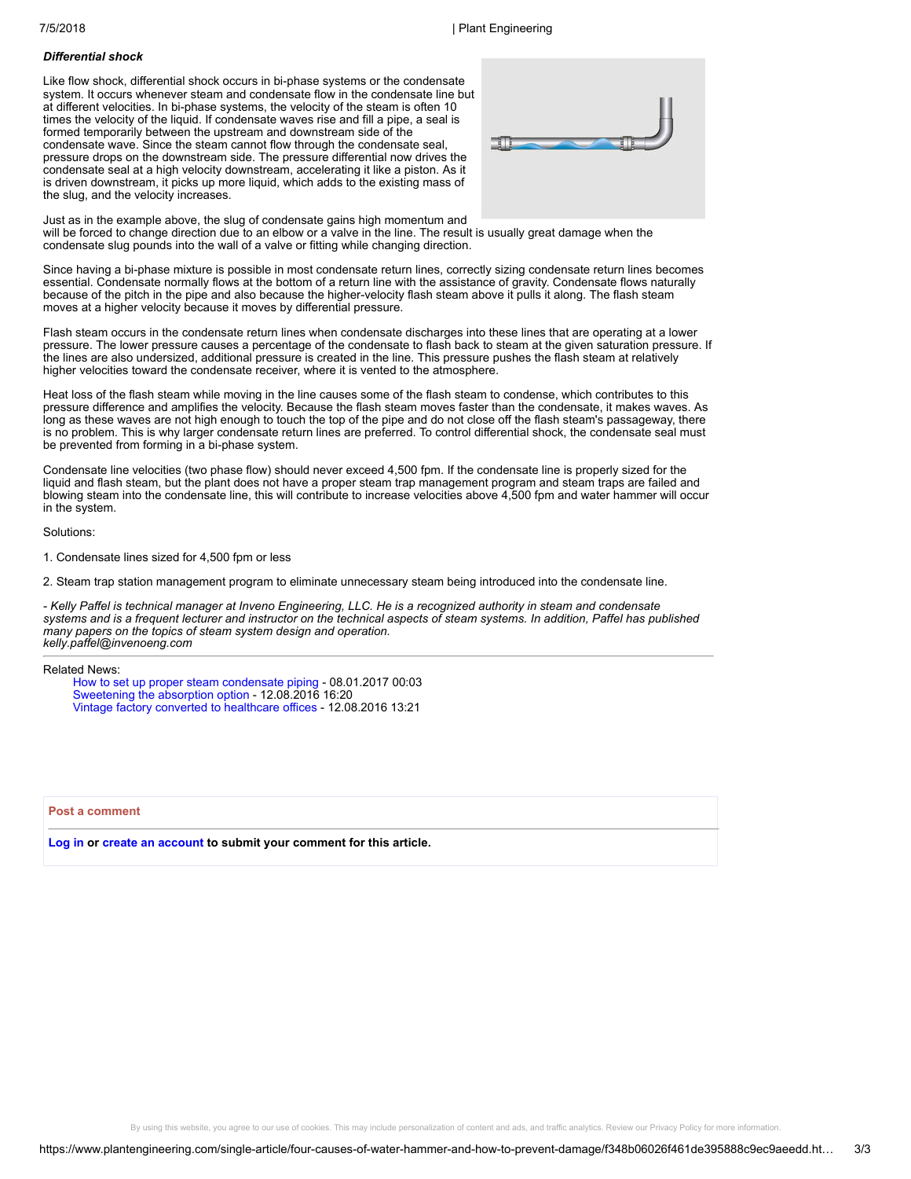***Differential shock***

Like flow shock, differential shock occurs in bi-phase systems or the condensate system. It occurs whenever steam and condensate flow in the condensate line but at different velocities. In bi-phase systems, the velocity of the steam is often 10 times the velocity of the liquid. If condensate waves rise and fill a pipe, a seal is formed temporarily between the upstream and downstream side of the condensate wave. Since the steam cannot flow through the condensate seal, pressure drops on the downstream side. The pressure differential now drives the condensate seal at a high velocity downstream, accelerating it like a piston. As it is driven downstream, it picks up more liquid, which adds to the existing mass of the slug, and the velocity increases.

Just as in the example above, the slug of condensate gains high momentum and will be forced to change direction due to an elbow or a valve in the line. The result is usually great damage when the condensate slug pounds into the wall of a valve or fitting while changing direction.

Since having a bi-phase mixture is possible in most condensate return lines, correctly sizing condensate return lines becomes essential. Condensate normally flows at the bottom of a return line with the assistance of gravity. Condensate flows naturally because of the pitch in the pipe and also because the higher-velocity flash steam above it pulls it along. The flash steam moves at a higher velocity because it moves by differential pressure.

Flash steam occurs in the condensate return lines when condensate discharges into these lines that are operating at a lower pressure. The lower pressure causes a percentage of the condensate to flash back to steam at the given saturation pressure. If the lines are also undersized, additional pressure is created in the line. This pressure pushes the flash steam at relatively higher velocities toward the condensate receiver, where it is vented to the atmosphere.

Heat loss of the flash steam while moving in the line causes some of the flash steam to condense, which contributes to this pressure difference and amplifies the velocity. Because the flash steam moves faster than the condensate, it makes waves. As long as these waves are not high enough to touch the top of the pipe and do not close off the flash steam's passageway, there is no problem. This is why larger condensate return lines are preferred. To control differential shock, the condensate seal must be prevented from forming in a bi-phase system.

Condensate line velocities (two phase flow) should never exceed 4,500 fpm. If the condensate line is properly sized for the liquid and flash steam, but the plant does not have a proper steam trap management program and steam traps are failed and blowing steam into the condensate line, this will contribute to increase velocities above 4,500 fpm and water hammer will occur in the system.

Solutions:

1. Condensate lines sized for 4,500 fpm or less

2. Steam trap station management program to eliminate unnecessary steam being introduced into the condensate line.

*- Kelly Paffel is technical manager at Inveno Engineering, LLC. He is a recognized authority in steam and condensate systems and is a frequent lecturer and instructor on the technical aspects of steam systems. In addition, Paffel has published many papers on the topics of steam system design and operation.*
*kelly.paffel@invenoeng.com*

---

Related News:

- How to set up proper steam condensate piping - 08.01.2017 00:03
- Sweetening the absorption option - 12.08.2016 16:20
- Vintage factory converted to healthcare offices - 12.08.2016 13:21

**Post a comment**

**Log in or create an account to submit your comment for this article.**

By using this website, you agree to our use of cookies. This may include personalization of content and ads, and traffic analytics. Review our Privacy Policy for more information.